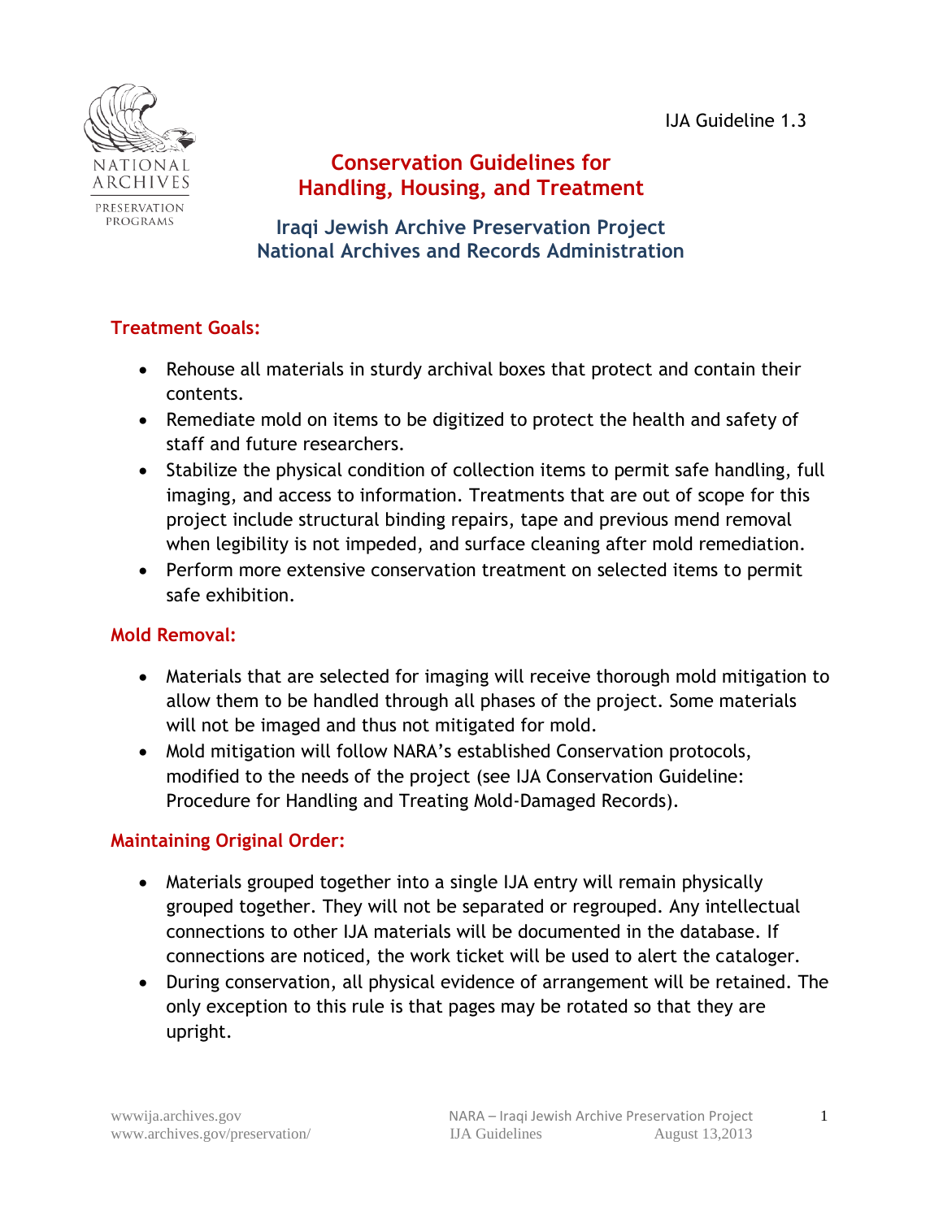IJA Guideline 1.3

# Conservation Guidelines for Handling, Housing, and Treatment

## Iraqi Jewish Archive Preservation Project
## National Archives and Records Administration

### Treatment Goals:

- Rehouse all materials in sturdy archival boxes that protect and contain their contents.
- Remediate mold on items to be digitized to protect the health and safety of staff and future researchers.
- Stabilize the physical condition of collection items to permit safe handling, full imaging, and access to information. Treatments that are out of scope for this project include structural binding repairs, tape and previous mend removal when legibility is not impeded, and surface cleaning after mold remediation.
- Perform more extensive conservation treatment on selected items to permit safe exhibition.

### Mold Removal:

- Materials that are selected for imaging will receive thorough mold mitigation to allow them to be handled through all phases of the project. Some materials will not be imaged and thus not mitigated for mold.
- Mold mitigation will follow NARA's established Conservation protocols, modified to the needs of the project (see IJA Conservation Guideline: Procedure for Handling and Treating Mold-Damaged Records).

### Maintaining Original Order:

- Materials grouped together into a single IJA entry will remain physically grouped together. They will not be separated or regrouped. Any intellectual connections to other IJA materials will be documented in the database. If connections are noticed, the work ticket will be used to alert the cataloger.
- During conservation, all physical evidence of arrangement will be retained. The only exception to this rule is that pages may be rotated so that they are upright.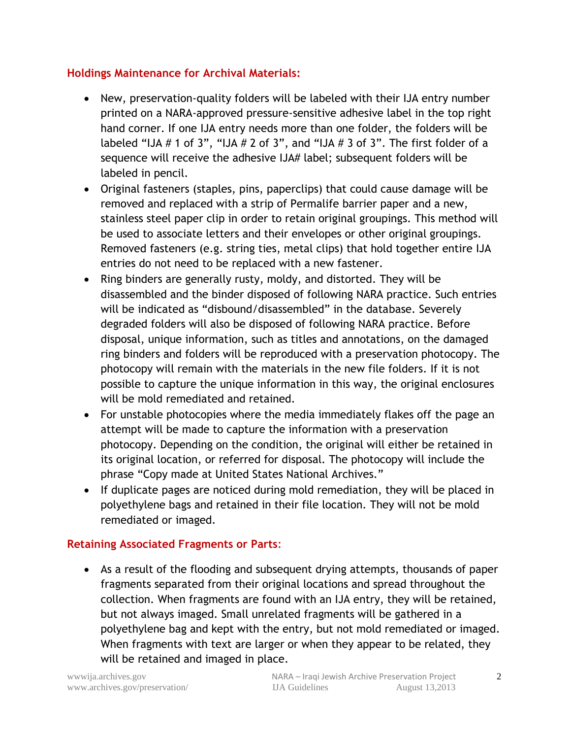## Holdings Maintenance for Archival Materials:

- New, preservation-quality folders will be labeled with their IJA entry number printed on a NARA-approved pressure-sensitive adhesive label in the top right hand corner. If one IJA entry needs more than one folder, the folders will be labeled "IJA # 1 of 3", "IJA # 2 of 3", and "IJA # 3 of 3". The first folder of a sequence will receive the adhesive IJA# label; subsequent folders will be labeled in pencil.
- Original fasteners (staples, pins, paperclips) that could cause damage will be removed and replaced with a strip of Permalife barrier paper and a new, stainless steel paper clip in order to retain original groupings. This method will be used to associate letters and their envelopes or other original groupings. Removed fasteners (e.g. string ties, metal clips) that hold together entire IJA entries do not need to be replaced with a new fastener.
- Ring binders are generally rusty, moldy, and distorted. They will be disassembled and the binder disposed of following NARA practice. Such entries will be indicated as "disbound/disassembled" in the database. Severely degraded folders will also be disposed of following NARA practice. Before disposal, unique information, such as titles and annotations, on the damaged ring binders and folders will be reproduced with a preservation photocopy. The photocopy will remain with the materials in the new file folders. If it is not possible to capture the unique information in this way, the original enclosures will be mold remediated and retained.
- For unstable photocopies where the media immediately flakes off the page an attempt will be made to capture the information with a preservation photocopy. Depending on the condition, the original will either be retained in its original location, or referred for disposal. The photocopy will include the phrase "Copy made at United States National Archives."
- If duplicate pages are noticed during mold remediation, they will be placed in polyethylene bags and retained in their file location. They will not be mold remediated or imaged.

## Retaining Associated Fragments or Parts:

- As a result of the flooding and subsequent drying attempts, thousands of paper fragments separated from their original locations and spread throughout the collection. When fragments are found with an IJA entry, they will be retained, but not always imaged. Small unrelated fragments will be gathered in a polyethylene bag and kept with the entry, but not mold remediated or imaged. When fragments with text are larger or when they appear to be related, they will be retained and imaged in place.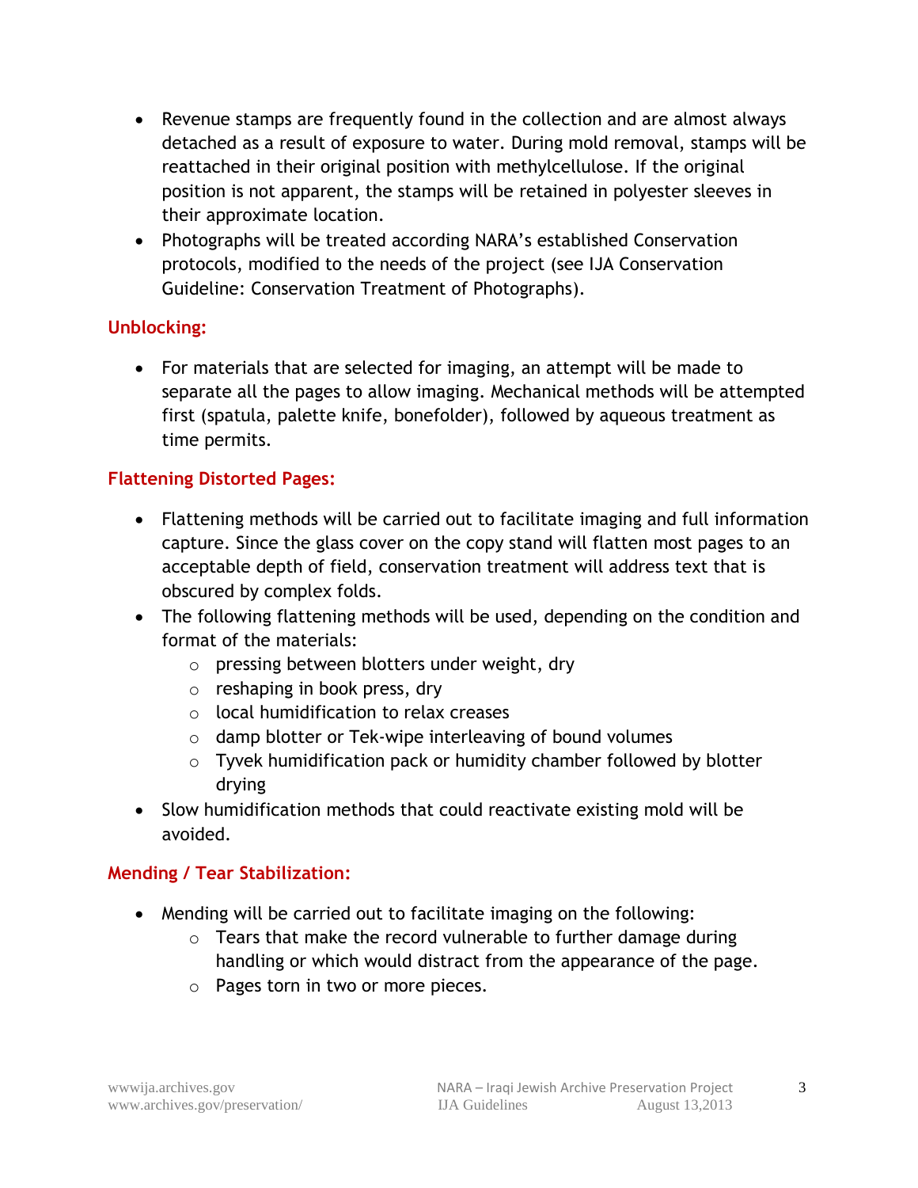- Revenue stamps are frequently found in the collection and are almost always detached as a result of exposure to water. During mold removal, stamps will be reattached in their original position with methylcellulose. If the original position is not apparent, the stamps will be retained in polyester sleeves in their approximate location.
- Photographs will be treated according NARA's established Conservation protocols, modified to the needs of the project (see IJA Conservation Guideline: Conservation Treatment of Photographs).

## Unblocking:

- For materials that are selected for imaging, an attempt will be made to separate all the pages to allow imaging. Mechanical methods will be attempted first (spatula, palette knife, bonefolder), followed by aqueous treatment as time permits.

## Flattening Distorted Pages:

- Flattening methods will be carried out to facilitate imaging and full information capture. Since the glass cover on the copy stand will flatten most pages to an acceptable depth of field, conservation treatment will address text that is obscured by complex folds.
- The following flattening methods will be used, depending on the condition and format of the materials:
  - pressing between blotters under weight, dry
  - reshaping in book press, dry
  - local humidification to relax creases
  - damp blotter or Tek-wipe interleaving of bound volumes
  - Tyvek humidification pack or humidity chamber followed by blotter drying
- Slow humidification methods that could reactivate existing mold will be avoided.

## Mending / Tear Stabilization:

- Mending will be carried out to facilitate imaging on the following:
  - Tears that make the record vulnerable to further damage during handling or which would distract from the appearance of the page.
  - Pages torn in two or more pieces.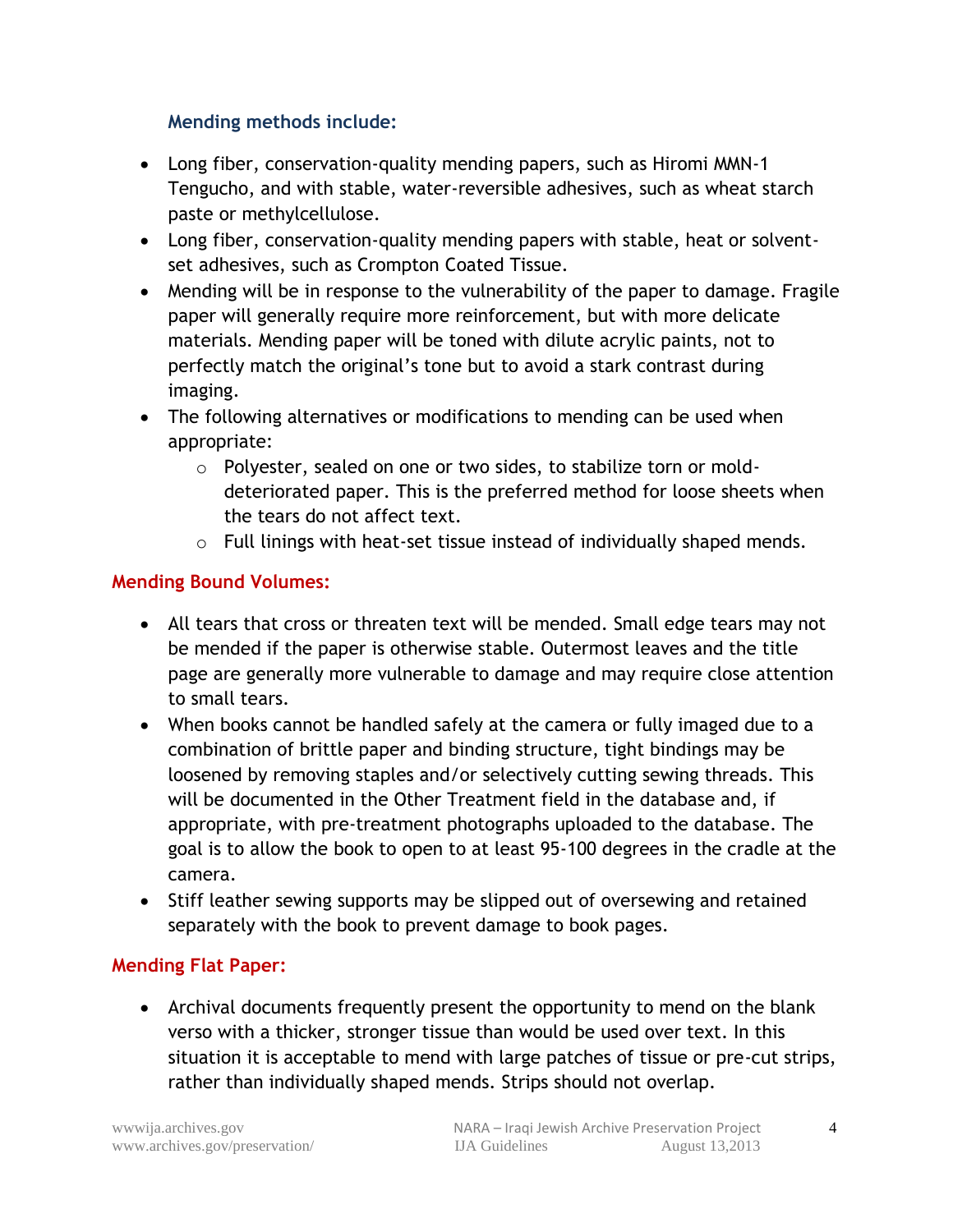### Mending methods include:

- Long fiber, conservation-quality mending papers, such as Hiromi MMN-1 Tengucho, and with stable, water-reversible adhesives, such as wheat starch paste or methylcellulose.
- Long fiber, conservation-quality mending papers with stable, heat or solvent-set adhesives, such as Crompton Coated Tissue.
- Mending will be in response to the vulnerability of the paper to damage. Fragile paper will generally require more reinforcement, but with more delicate materials. Mending paper will be toned with dilute acrylic paints, not to perfectly match the original's tone but to avoid a stark contrast during imaging.
- The following alternatives or modifications to mending can be used when appropriate:
  - Polyester, sealed on one or two sides, to stabilize torn or mold-deteriorated paper. This is the preferred method for loose sheets when the tears do not affect text.
  - Full linings with heat-set tissue instead of individually shaped mends.

## Mending Bound Volumes:

- All tears that cross or threaten text will be mended. Small edge tears may not be mended if the paper is otherwise stable. Outermost leaves and the title page are generally more vulnerable to damage and may require close attention to small tears.
- When books cannot be handled safely at the camera or fully imaged due to a combination of brittle paper and binding structure, tight bindings may be loosened by removing staples and/or selectively cutting sewing threads. This will be documented in the Other Treatment field in the database and, if appropriate, with pre-treatment photographs uploaded to the database. The goal is to allow the book to open to at least 95-100 degrees in the cradle at the camera.
- Stiff leather sewing supports may be slipped out of oversewing and retained separately with the book to prevent damage to book pages.

## Mending Flat Paper:

- Archival documents frequently present the opportunity to mend on the blank verso with a thicker, stronger tissue than would be used over text. In this situation it is acceptable to mend with large patches of tissue or pre-cut strips, rather than individually shaped mends. Strips should not overlap.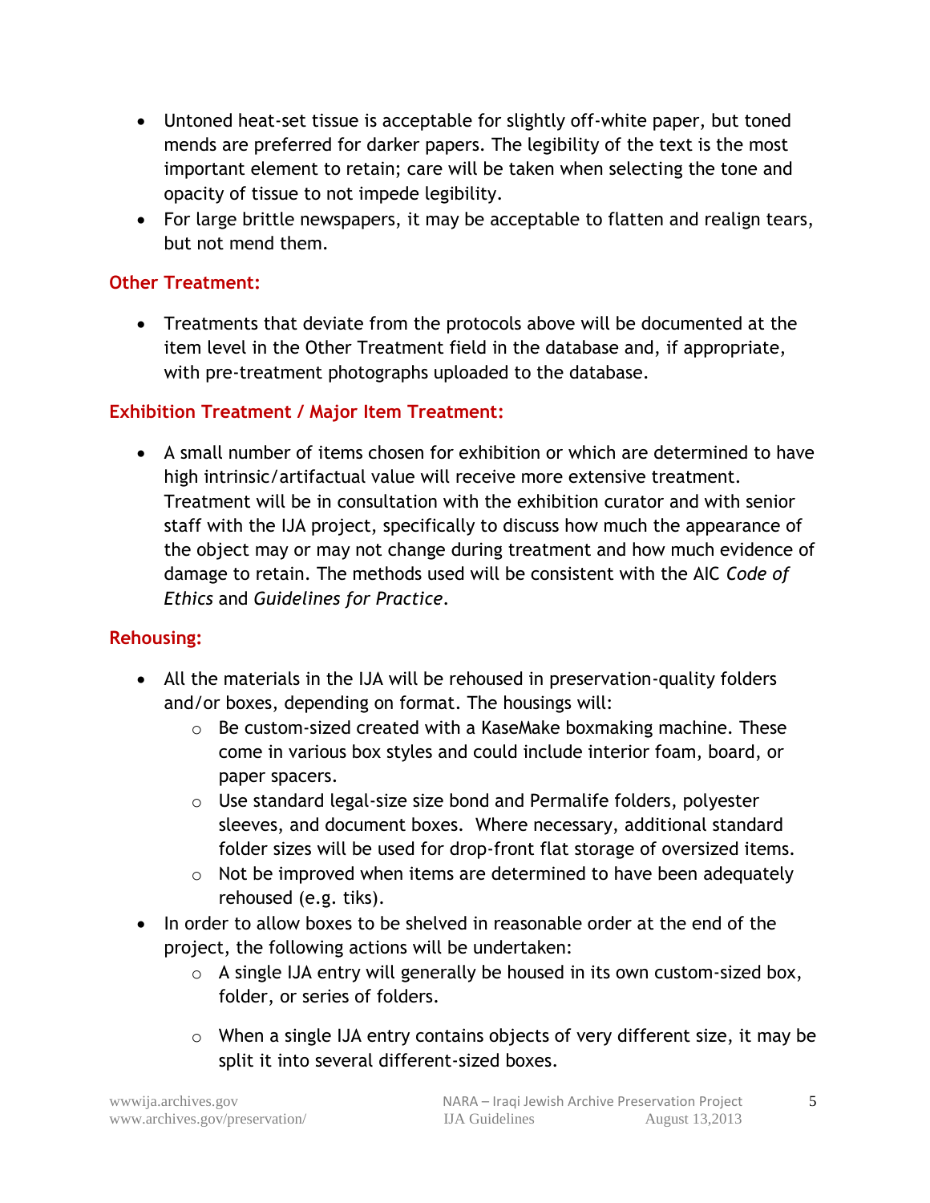- Untoned heat-set tissue is acceptable for slightly off-white paper, but toned mends are preferred for darker papers. The legibility of the text is the most important element to retain; care will be taken when selecting the tone and opacity of tissue to not impede legibility.
- For large brittle newspapers, it may be acceptable to flatten and realign tears, but not mend them.

## Other Treatment:

- Treatments that deviate from the protocols above will be documented at the item level in the Other Treatment field in the database and, if appropriate, with pre-treatment photographs uploaded to the database.

## Exhibition Treatment / Major Item Treatment:

- A small number of items chosen for exhibition or which are determined to have high intrinsic/artifactual value will receive more extensive treatment. Treatment will be in consultation with the exhibition curator and with senior staff with the IJA project, specifically to discuss how much the appearance of the object may or may not change during treatment and how much evidence of damage to retain. The methods used will be consistent with the AIC *Code of Ethics* and *Guidelines for Practice*.

## Rehousing:

- All the materials in the IJA will be rehoused in preservation-quality folders and/or boxes, depending on format. The housings will:
  - Be custom-sized created with a KaseMake boxmaking machine. These come in various box styles and could include interior foam, board, or paper spacers.
  - Use standard legal-size size bond and Permalife folders, polyester sleeves, and document boxes. Where necessary, additional standard folder sizes will be used for drop-front flat storage of oversized items.
  - Not be improved when items are determined to have been adequately rehoused (e.g. tiks).
- In order to allow boxes to be shelved in reasonable order at the end of the project, the following actions will be undertaken:
  - A single IJA entry will generally be housed in its own custom-sized box, folder, or series of folders.
  - When a single IJA entry contains objects of very different size, it may be split it into several different-sized boxes.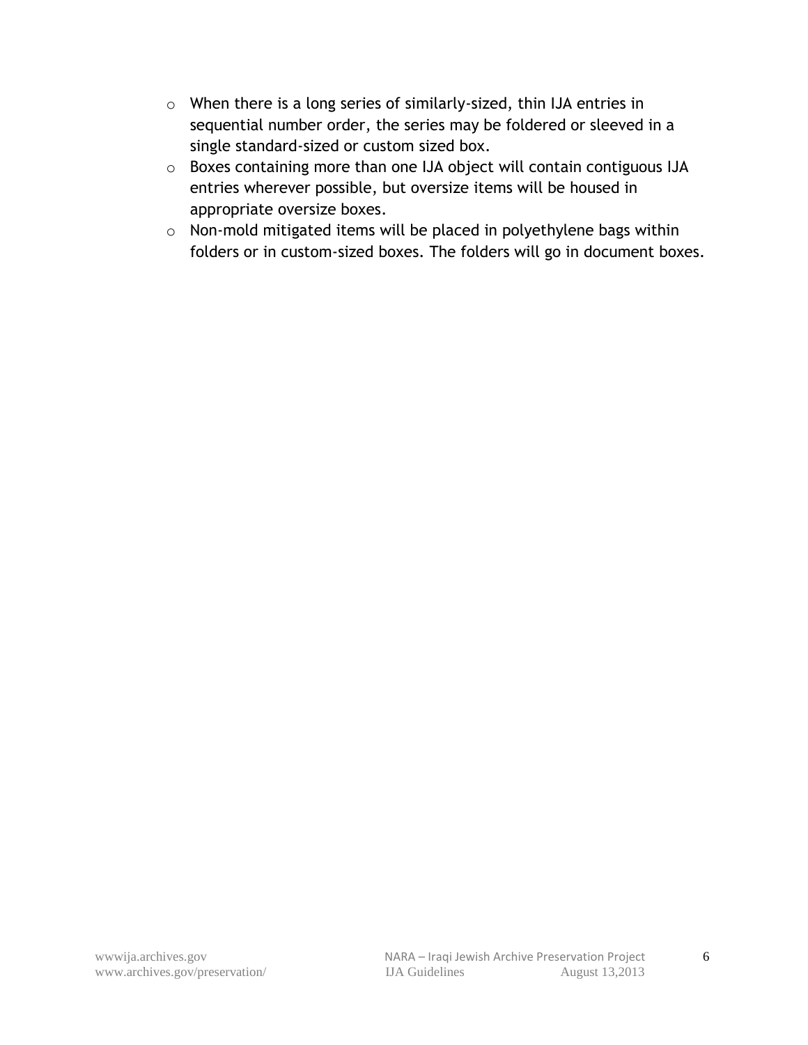- When there is a long series of similarly-sized, thin IJA entries in sequential number order, the series may be foldered or sleeved in a single standard-sized or custom sized box.
- Boxes containing more than one IJA object will contain contiguous IJA entries wherever possible, but oversize items will be housed in appropriate oversize boxes.
- Non-mold mitigated items will be placed in polyethylene bags within folders or in custom-sized boxes. The folders will go in document boxes.